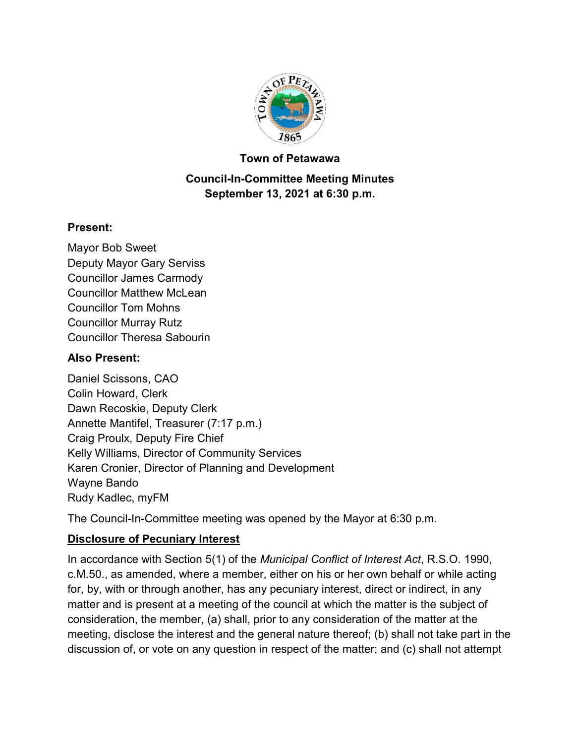# Town of Petawawa

## Council-In-Committee Meeting Minutes
## September 13, 2021 at 6:30 p.m.

### Present:

Mayor Bob Sweet
Deputy Mayor Gary Serviss
Councillor James Carmody
Councillor Matthew McLean
Councillor Tom Mohns
Councillor Murray Rutz
Councillor Theresa Sabourin

### Also Present:

Daniel Scissons, CAO
Colin Howard, Clerk
Dawn Recoskie, Deputy Clerk
Annette Mantifel, Treasurer (7:17 p.m.)
Craig Proulx, Deputy Fire Chief
Kelly Williams, Director of Community Services
Karen Cronier, Director of Planning and Development
Wayne Bando
Rudy Kadlec, myFM

The Council-In-Committee meeting was opened by the Mayor at 6:30 p.m.

### Disclosure of Pecuniary Interest

In accordance with Section 5(1) of the *Municipal Conflict of Interest Act*, R.S.O. 1990, c.M.50., as amended, where a member, either on his or her own behalf or while acting for, by, with or through another, has any pecuniary interest, direct or indirect, in any matter and is present at a meeting of the council at which the matter is the subject of consideration, the member, (a) shall, prior to any consideration of the matter at the meeting, disclose the interest and the general nature thereof; (b) shall not take part in the discussion of, or vote on any question in respect of the matter; and (c) shall not attempt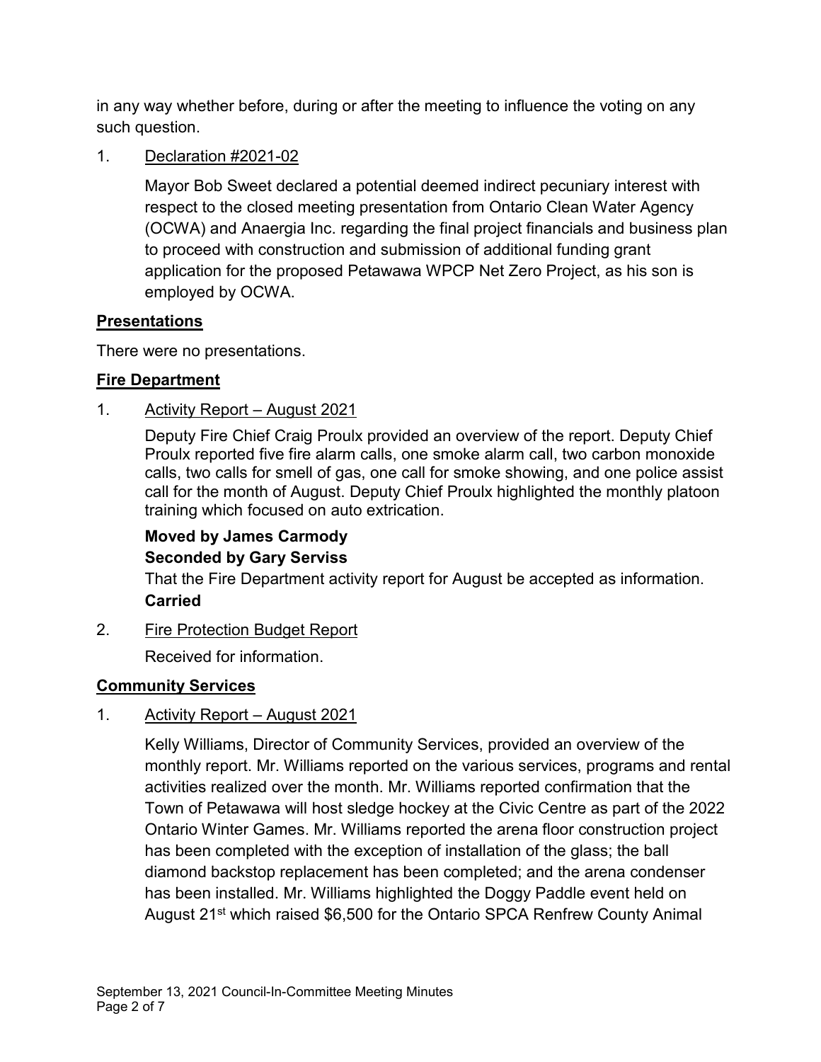in any way whether before, during or after the meeting to influence the voting on any such question.

1. Declaration #2021-02

   Mayor Bob Sweet declared a potential deemed indirect pecuniary interest with respect to the closed meeting presentation from Ontario Clean Water Agency (OCWA) and Anaergia Inc. regarding the final project financials and business plan to proceed with construction and submission of additional funding grant application for the proposed Petawawa WPCP Net Zero Project, as his son is employed by OCWA.

## Presentations

There were no presentations.

## Fire Department

1. Activity Report – August 2021

   Deputy Fire Chief Craig Proulx provided an overview of the report. Deputy Chief Proulx reported five fire alarm calls, one smoke alarm call, two carbon monoxide calls, two calls for smell of gas, one call for smoke showing, and one police assist call for the month of August. Deputy Chief Proulx highlighted the monthly platoon training which focused on auto extrication.

   **Moved by James Carmody**
   **Seconded by Gary Serviss**
   That the Fire Department activity report for August be accepted as information.
   **Carried**

2. Fire Protection Budget Report

   Received for information.

## Community Services

1. Activity Report – August 2021

   Kelly Williams, Director of Community Services, provided an overview of the monthly report. Mr. Williams reported on the various services, programs and rental activities realized over the month. Mr. Williams reported confirmation that the Town of Petawawa will host sledge hockey at the Civic Centre as part of the 2022 Ontario Winter Games. Mr. Williams reported the arena floor construction project has been completed with the exception of installation of the glass; the ball diamond backstop replacement has been completed; and the arena condenser has been installed. Mr. Williams highlighted the Doggy Paddle event held on August 21st which raised $6,500 for the Ontario SPCA Renfrew County Animal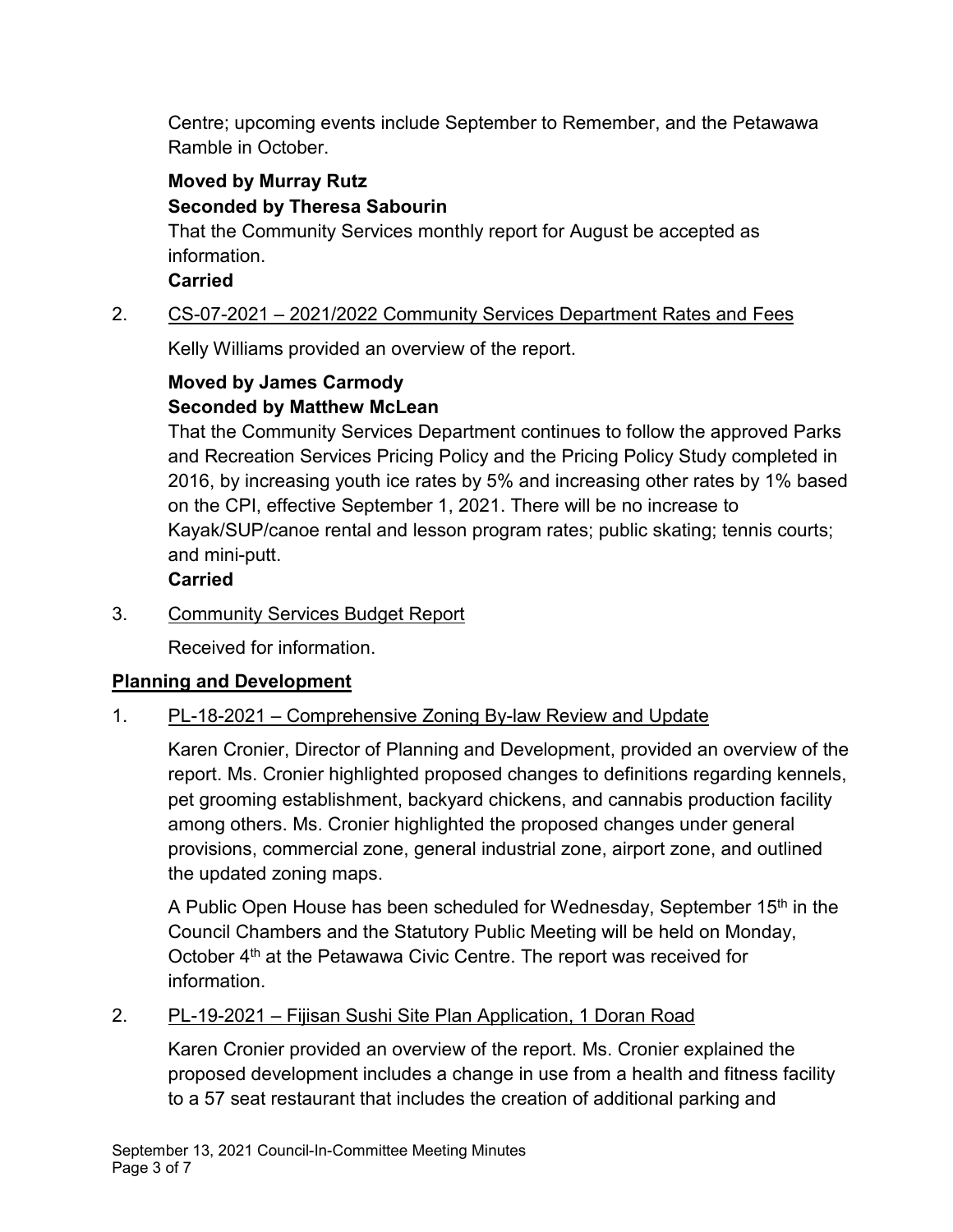Centre; upcoming events include September to Remember, and the Petawawa Ramble in October.

**Moved by Murray Rutz**
**Seconded by Theresa Sabourin**
That the Community Services monthly report for August be accepted as information.
**Carried**

2. CS-07-2021 – 2021/2022 Community Services Department Rates and Fees

   Kelly Williams provided an overview of the report.

   **Moved by James Carmody**
   **Seconded by Matthew McLean**
   That the Community Services Department continues to follow the approved Parks and Recreation Services Pricing Policy and the Pricing Policy Study completed in 2016, by increasing youth ice rates by 5% and increasing other rates by 1% based on the CPI, effective September 1, 2021. There will be no increase to Kayak/SUP/canoe rental and lesson program rates; public skating; tennis courts; and mini-putt.
   **Carried**

3. Community Services Budget Report

   Received for information.

**Planning and Development**

1. PL-18-2021 – Comprehensive Zoning By-law Review and Update

   Karen Cronier, Director of Planning and Development, provided an overview of the report. Ms. Cronier highlighted proposed changes to definitions regarding kennels, pet grooming establishment, backyard chickens, and cannabis production facility among others. Ms. Cronier highlighted the proposed changes under general provisions, commercial zone, general industrial zone, airport zone, and outlined the updated zoning maps.

   A Public Open House has been scheduled for Wednesday, September 15th in the Council Chambers and the Statutory Public Meeting will be held on Monday, October 4th at the Petawawa Civic Centre. The report was received for information.

2. PL-19-2021 – Fijisan Sushi Site Plan Application, 1 Doran Road

   Karen Cronier provided an overview of the report. Ms. Cronier explained the proposed development includes a change in use from a health and fitness facility to a 57 seat restaurant that includes the creation of additional parking and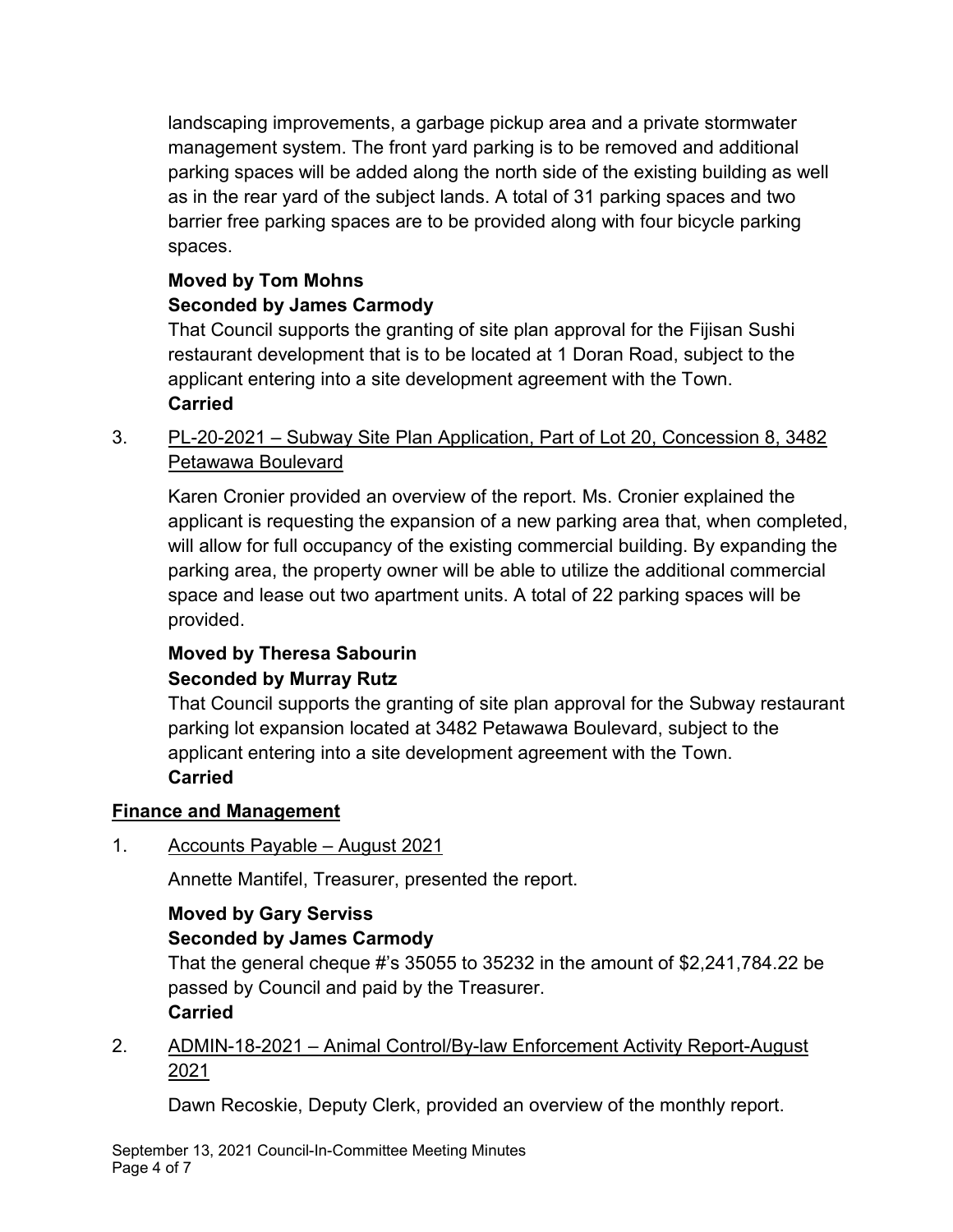landscaping improvements, a garbage pickup area and a private stormwater management system. The front yard parking is to be removed and additional parking spaces will be added along the north side of the existing building as well as in the rear yard of the subject lands. A total of 31 parking spaces and two barrier free parking spaces are to be provided along with four bicycle parking spaces.

**Moved by Tom Mohns**
**Seconded by James Carmody**
That Council supports the granting of site plan approval for the Fijisan Sushi restaurant development that is to be located at 1 Doran Road, subject to the applicant entering into a site development agreement with the Town.
**Carried**

3. PL-20-2021 – Subway Site Plan Application, Part of Lot 20, Concession 8, 3482 Petawawa Boulevard

Karen Cronier provided an overview of the report. Ms. Cronier explained the applicant is requesting the expansion of a new parking area that, when completed, will allow for full occupancy of the existing commercial building. By expanding the parking area, the property owner will be able to utilize the additional commercial space and lease out two apartment units. A total of 22 parking spaces will be provided.

**Moved by Theresa Sabourin**
**Seconded by Murray Rutz**
That Council supports the granting of site plan approval for the Subway restaurant parking lot expansion located at 3482 Petawawa Boulevard, subject to the applicant entering into a site development agreement with the Town.
**Carried**

## Finance and Management

1. Accounts Payable – August 2021

Annette Mantifel, Treasurer, presented the report.

**Moved by Gary Serviss**
**Seconded by James Carmody**
That the general cheque #'s 35055 to 35232 in the amount of $2,241,784.22 be passed by Council and paid by the Treasurer.
**Carried**

2. ADMIN-18-2021 – Animal Control/By-law Enforcement Activity Report-August 2021

Dawn Recoskie, Deputy Clerk, provided an overview of the monthly report.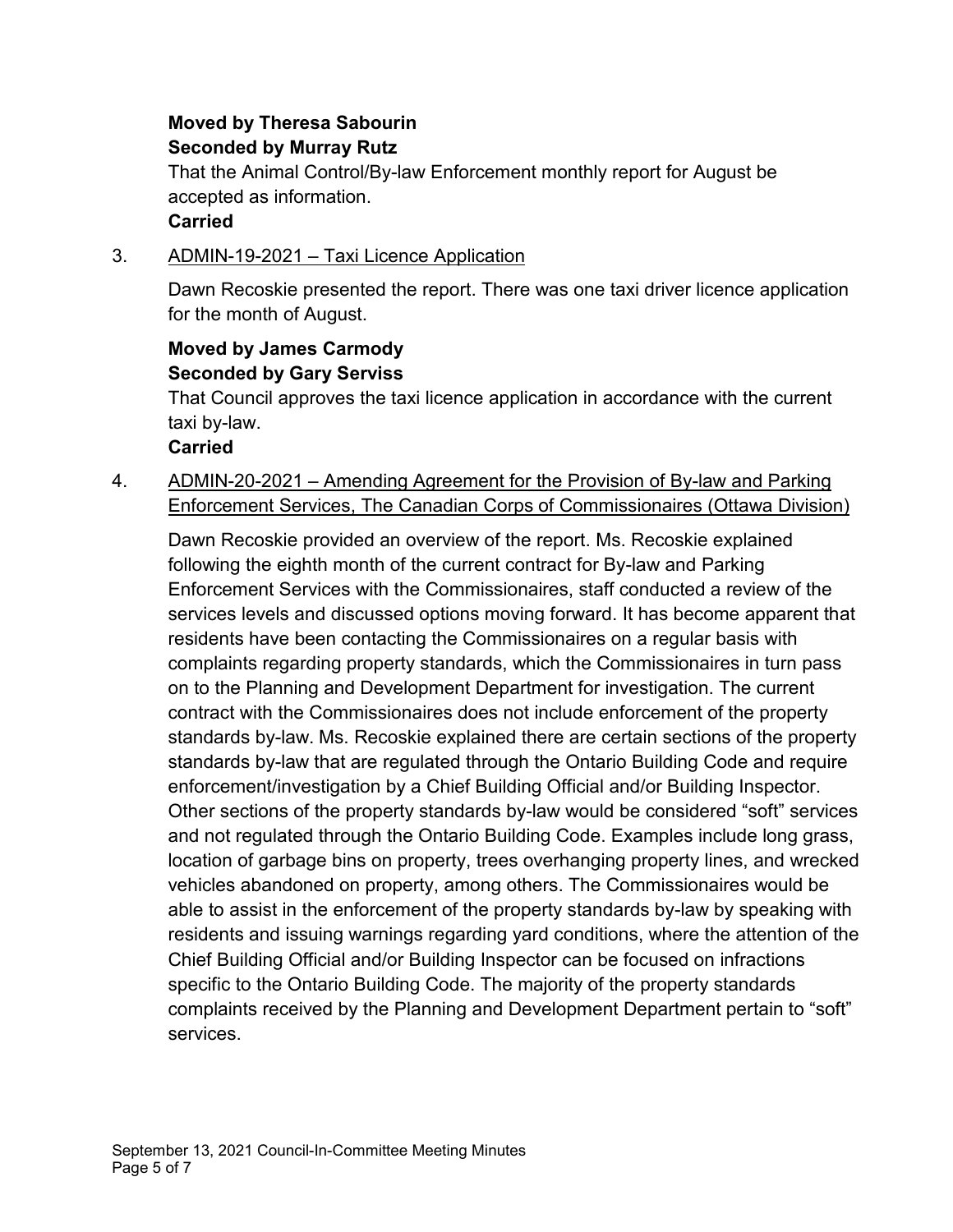**Moved by Theresa Sabourin**
**Seconded by Murray Rutz**
That the Animal Control/By-law Enforcement monthly report for August be accepted as information.
**Carried**

3. ADMIN-19-2021 – Taxi Licence Application

Dawn Recoskie presented the report. There was one taxi driver licence application for the month of August.

**Moved by James Carmody**
**Seconded by Gary Serviss**
That Council approves the taxi licence application in accordance with the current taxi by-law.
**Carried**

4. ADMIN-20-2021 – Amending Agreement for the Provision of By-law and Parking Enforcement Services, The Canadian Corps of Commissionaires (Ottawa Division)

Dawn Recoskie provided an overview of the report. Ms. Recoskie explained following the eighth month of the current contract for By-law and Parking Enforcement Services with the Commissionaires, staff conducted a review of the services levels and discussed options moving forward. It has become apparent that residents have been contacting the Commissionaires on a regular basis with complaints regarding property standards, which the Commissionaires in turn pass on to the Planning and Development Department for investigation. The current contract with the Commissionaires does not include enforcement of the property standards by-law. Ms. Recoskie explained there are certain sections of the property standards by-law that are regulated through the Ontario Building Code and require enforcement/investigation by a Chief Building Official and/or Building Inspector. Other sections of the property standards by-law would be considered "soft" services and not regulated through the Ontario Building Code. Examples include long grass, location of garbage bins on property, trees overhanging property lines, and wrecked vehicles abandoned on property, among others. The Commissionaires would be able to assist in the enforcement of the property standards by-law by speaking with residents and issuing warnings regarding yard conditions, where the attention of the Chief Building Official and/or Building Inspector can be focused on infractions specific to the Ontario Building Code. The majority of the property standards complaints received by the Planning and Development Department pertain to "soft" services.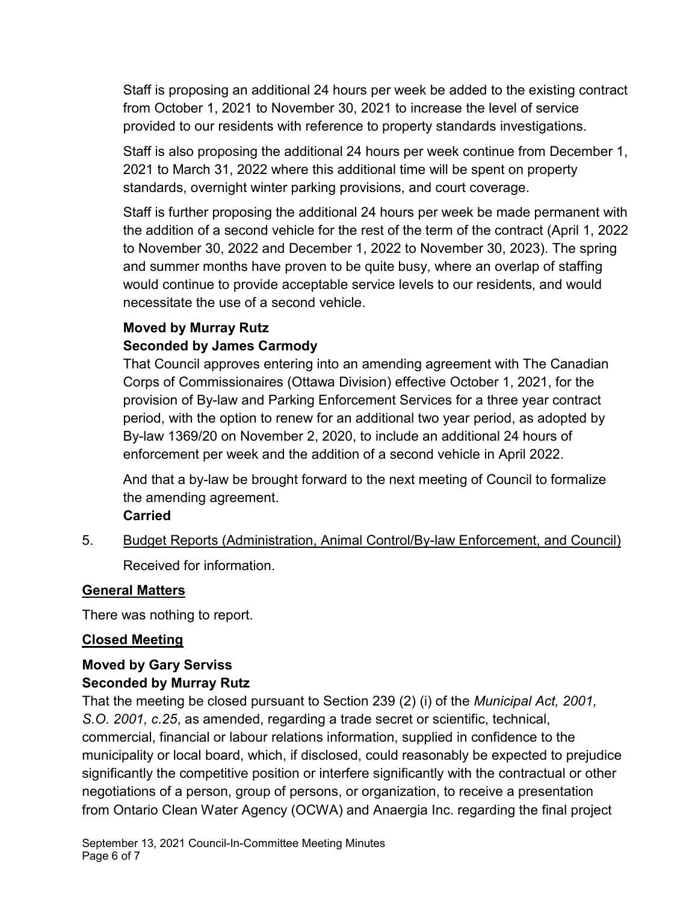Staff is proposing an additional 24 hours per week be added to the existing contract from October 1, 2021 to November 30, 2021 to increase the level of service provided to our residents with reference to property standards investigations.

Staff is also proposing the additional 24 hours per week continue from December 1, 2021 to March 31, 2022 where this additional time will be spent on property standards, overnight winter parking provisions, and court coverage.

Staff is further proposing the additional 24 hours per week be made permanent with the addition of a second vehicle for the rest of the term of the contract (April 1, 2022 to November 30, 2022 and December 1, 2022 to November 30, 2023). The spring and summer months have proven to be quite busy, where an overlap of staffing would continue to provide acceptable service levels to our residents, and would necessitate the use of a second vehicle.

**Moved by Murray Rutz**
**Seconded by James Carmody**
That Council approves entering into an amending agreement with The Canadian Corps of Commissionaires (Ottawa Division) effective October 1, 2021, for the provision of By-law and Parking Enforcement Services for a three year contract period, with the option to renew for an additional two year period, as adopted by By-law 1369/20 on November 2, 2020, to include an additional 24 hours of enforcement per week and the addition of a second vehicle in April 2022.

And that a by-law be brought forward to the next meeting of Council to formalize the amending agreement.
**Carried**

5. Budget Reports (Administration, Animal Control/By-law Enforcement, and Council)

   Received for information.

## General Matters

There was nothing to report.

## Closed Meeting

**Moved by Gary Serviss**
**Seconded by Murray Rutz**
That the meeting be closed pursuant to Section 239 (2) (i) of the *Municipal Act, 2001, S.O. 2001, c.25*, as amended, regarding a trade secret or scientific, technical, commercial, financial or labour relations information, supplied in confidence to the municipality or local board, which, if disclosed, could reasonably be expected to prejudice significantly the competitive position or interfere significantly with the contractual or other negotiations of a person, group of persons, or organization, to receive a presentation from Ontario Clean Water Agency (OCWA) and Anaergia Inc. regarding the final project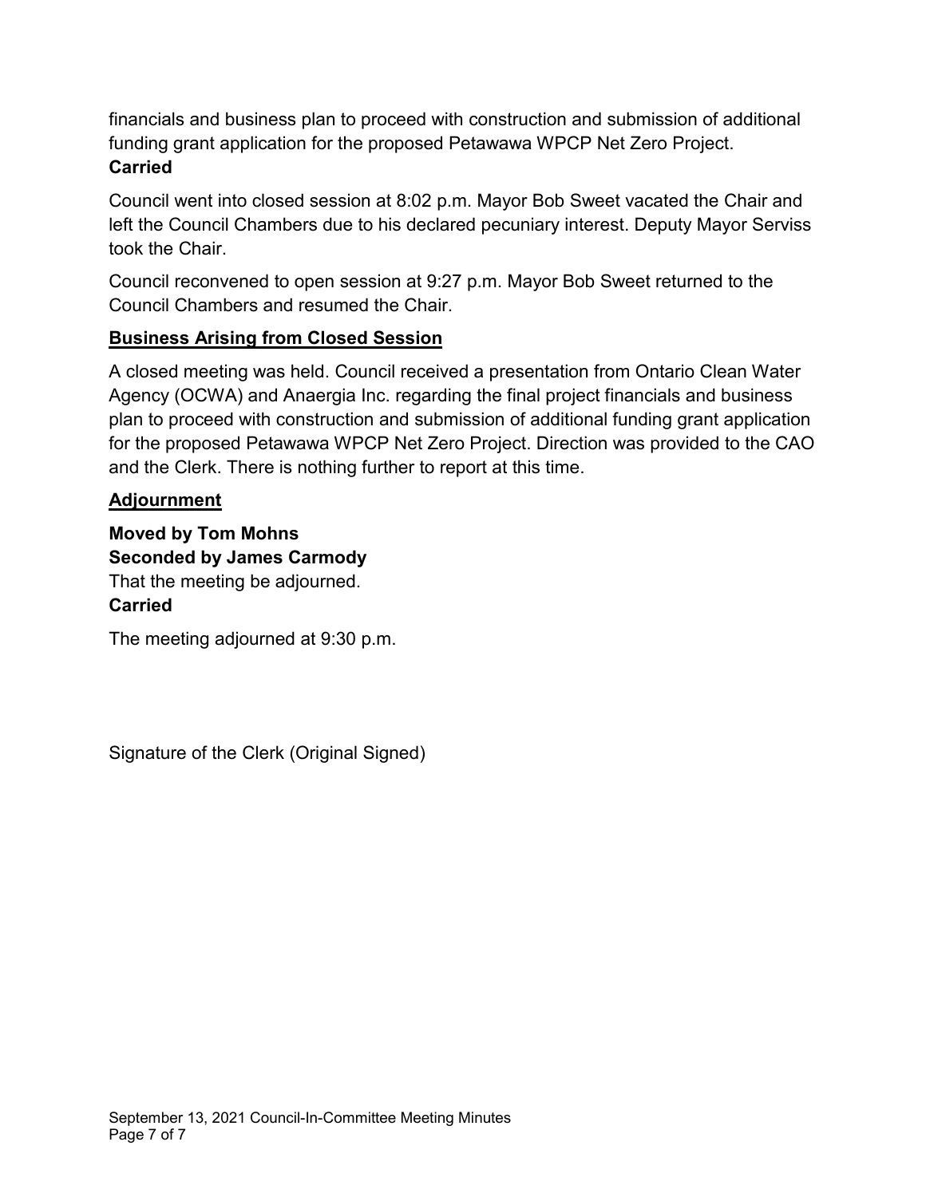financials and business plan to proceed with construction and submission of additional funding grant application for the proposed Petawawa WPCP Net Zero Project.
**Carried**

Council went into closed session at 8:02 p.m. Mayor Bob Sweet vacated the Chair and left the Council Chambers due to his declared pecuniary interest. Deputy Mayor Serviss took the Chair.

Council reconvened to open session at 9:27 p.m. Mayor Bob Sweet returned to the Council Chambers and resumed the Chair.

## Business Arising from Closed Session

A closed meeting was held. Council received a presentation from Ontario Clean Water Agency (OCWA) and Anaergia Inc. regarding the final project financials and business plan to proceed with construction and submission of additional funding grant application for the proposed Petawawa WPCP Net Zero Project. Direction was provided to the CAO and the Clerk. There is nothing further to report at this time.

## Adjournment

**Moved by Tom Mohns**
**Seconded by James Carmody**
That the meeting be adjourned.
**Carried**

The meeting adjourned at 9:30 p.m.

Signature of the Clerk (Original Signed)